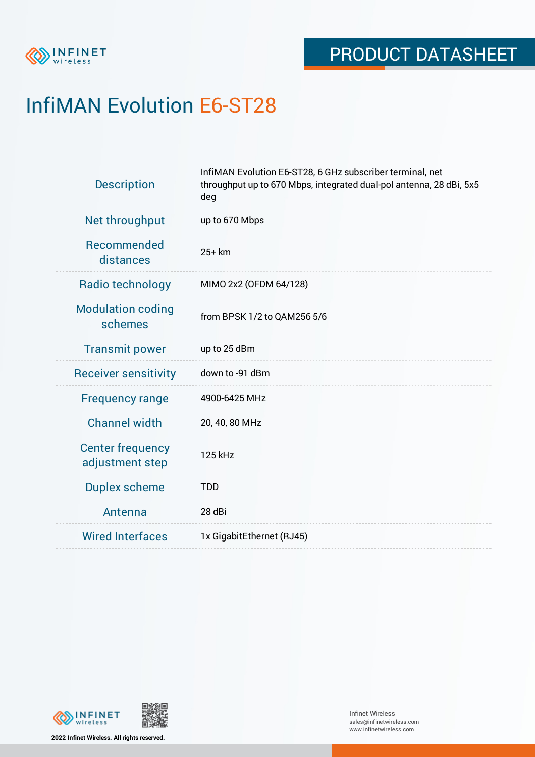PRODUCT DATASHEET

# InfiMAN Evolution E6-ST28

| | |
|---|---|
| Description | InfiMAN Evolution E6-ST28, 6 GHz subscriber terminal, net throughput up to 670 Mbps, integrated dual-pol antenna, 28 dBi, 5x5 deg |
| Net throughput | up to 670 Mbps |
| Recommended distances | 25+ km |
| Radio technology | MIMO 2x2 (OFDM 64/128) |
| Modulation coding schemes | from BPSK 1/2 to QAM256 5/6 |
| Transmit power | up to 25 dBm |
| Receiver sensitivity | down to -91 dBm |
| Frequency range | 4900-6425 MHz |
| Channel width | 20, 40, 80 MHz |
| Center frequency adjustment step | 125 kHz |
| Duplex scheme | TDD |
| Antenna | 28 dBi |
| Wired Interfaces | 1x GigabitEthernet (RJ45) |

2022 Infinet Wireless. All rights reserved.

Infinet Wireless
sales@infinetwireless.com
www.infinetwireless.com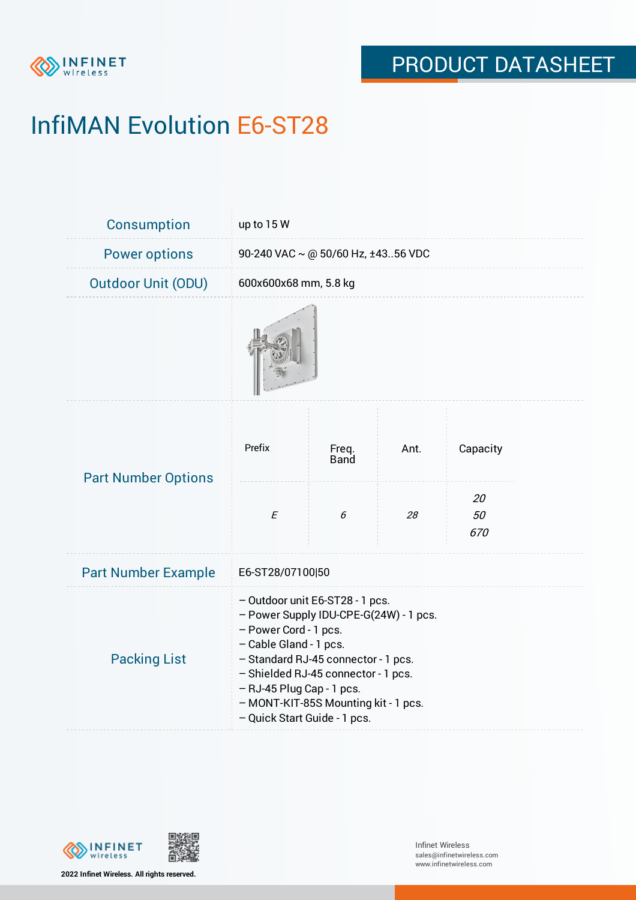PRODUCT DATASHEET

# InfiMAN Evolution E6-ST28

| | |
|---|---|
| Consumption | up to 15 W |
| Power options | 90-240 VAC ~ @ 50/60 Hz, ±43..56 VDC |
| Outdoor Unit (ODU) | 600x600x68 mm, 5.8 kg |

**Part Number Options**

| Prefix | Freq. Band | Ant. | Capacity |
|---|---|---|---|
| *E* | *6* | *28* | *20*<br>*50*<br>*670* |

| | |
|---|---|
| Part Number Example | E6-ST28/07100\|50 |

**Packing List**

– Outdoor unit E6-ST28 - 1 pcs.
– Power Supply IDU-CPE-G(24W) - 1 pcs.
– Power Cord - 1 pcs.
– Cable Gland - 1 pcs.
– Standard RJ-45 connector - 1 pcs.
– Shielded RJ-45 connector - 1 pcs.
– RJ-45 Plug Cap - 1 pcs.
– MONT-KIT-85S Mounting kit - 1 pcs.
– Quick Start Guide - 1 pcs.

2022 Infinet Wireless. All rights reserved.

Infinet Wireless
sales@infinetwireless.com
www.infinetwireless.com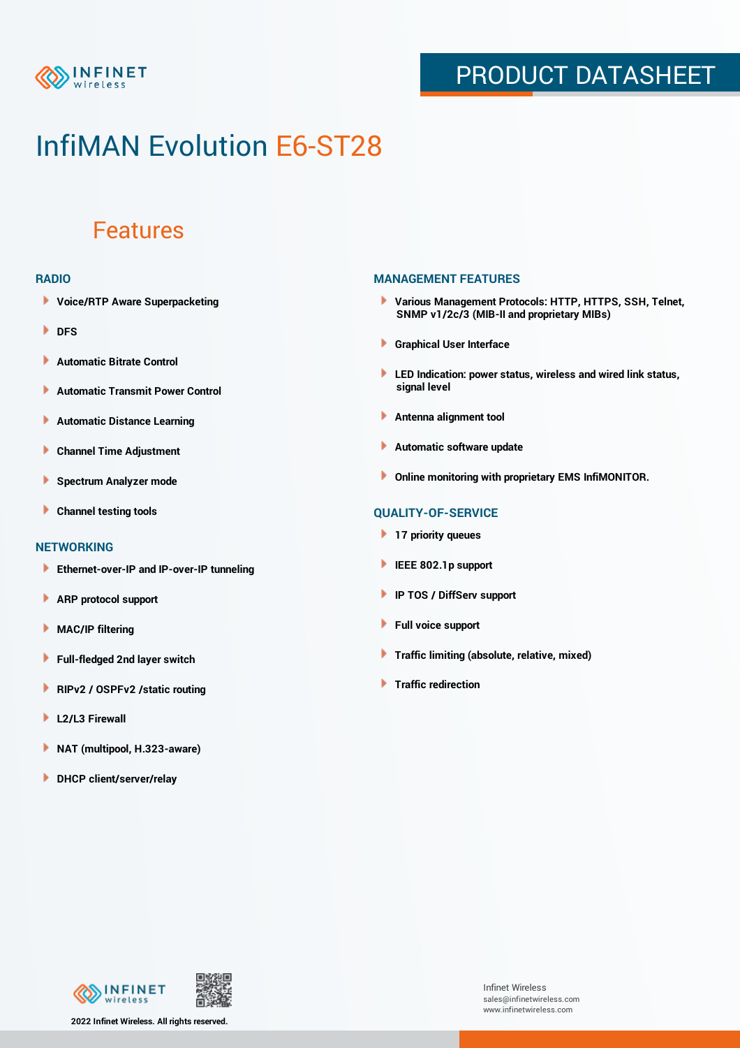# InfiMAN Evolution E6-ST28

## Features

### RADIO

- Voice/RTP Aware Superpacketing
- DFS
- Automatic Bitrate Control
- Automatic Transmit Power Control
- Automatic Distance Learning
- Channel Time Adjustment
- Spectrum Analyzer mode
- Channel testing tools

### NETWORKING

- Ethernet-over-IP and IP-over-IP tunneling
- ARP protocol support
- MAC/IP filtering
- Full-fledged 2nd layer switch
- RIPv2 / OSPFv2 /static routing
- L2/L3 Firewall
- NAT (multipool, H.323-aware)
- DHCP client/server/relay

### MANAGEMENT FEATURES

- Various Management Protocols: HTTP, HTTPS, SSH, Telnet, SNMP v1/2c/3 (MIB-II and proprietary MIBs)
- Graphical User Interface
- LED Indication: power status, wireless and wired link status, signal level
- Antenna alignment tool
- Automatic software update
- Online monitoring with proprietary EMS InfiMONITOR.

### QUALITY-OF-SERVICE

- 17 priority queues
- IEEE 802.1p support
- IP TOS / DiffServ support
- Full voice support
- Traffic limiting (absolute, relative, mixed)
- Traffic redirection

2022 Infinet Wireless. All rights reserved.

Infinet Wireless
sales@infinetwireless.com
www.infinetwireless.com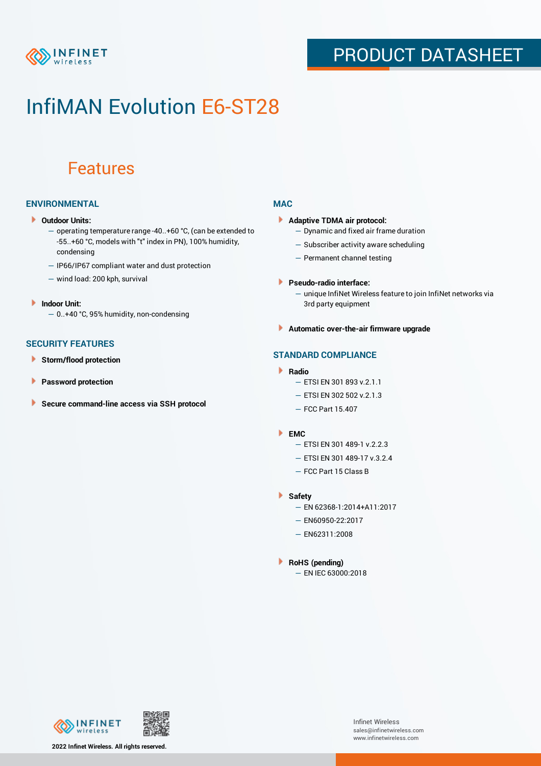# InfiMAN Evolution E6-ST28

## Features

### ENVIRONMENTAL

- **Outdoor Units:**
  - operating temperature range -40..+60 °C, (can be extended to -55..+60 °C, models with "t" index in PN), 100% humidity, condensing
  - IP66/IP67 compliant water and dust protection
  - wind load: 200 kph, survival
- **Indoor Unit:**
  - 0..+40 °C, 95% humidity, non-condensing

### SECURITY FEATURES

- **Storm/flood protection**
- **Password protection**
- **Secure command-line access via SSH protocol**

### MAC

- **Adaptive TDMA air protocol:**
  - Dynamic and fixed air frame duration
  - Subscriber activity aware scheduling
  - Permanent channel testing
- **Pseudo-radio interface:**
  - unique InfiNet Wireless feature to join InfiNet networks via 3rd party equipment
- **Automatic over-the-air firmware upgrade**

### STANDARD COMPLIANCE

- **Radio**
  - ETSI EN 301 893 v.2.1.1
  - ETSI EN 302 502 v.2.1.3
  - FCC Part 15.407
- **EMC**
  - ETSI EN 301 489-1 v.2.2.3
  - ETSI EN 301 489-17 v.3.2.4
  - FCC Part 15 Class B
- **Safety**
  - EN 62368-1:2014+A11:2017
  - EN60950-22:2017
  - EN62311:2008
- **RoHS (pending)**
  - EN IEC 63000:2018

2022 Infinet Wireless. All rights reserved.

Infinet Wireless
sales@infinetwireless.com
www.infinetwireless.com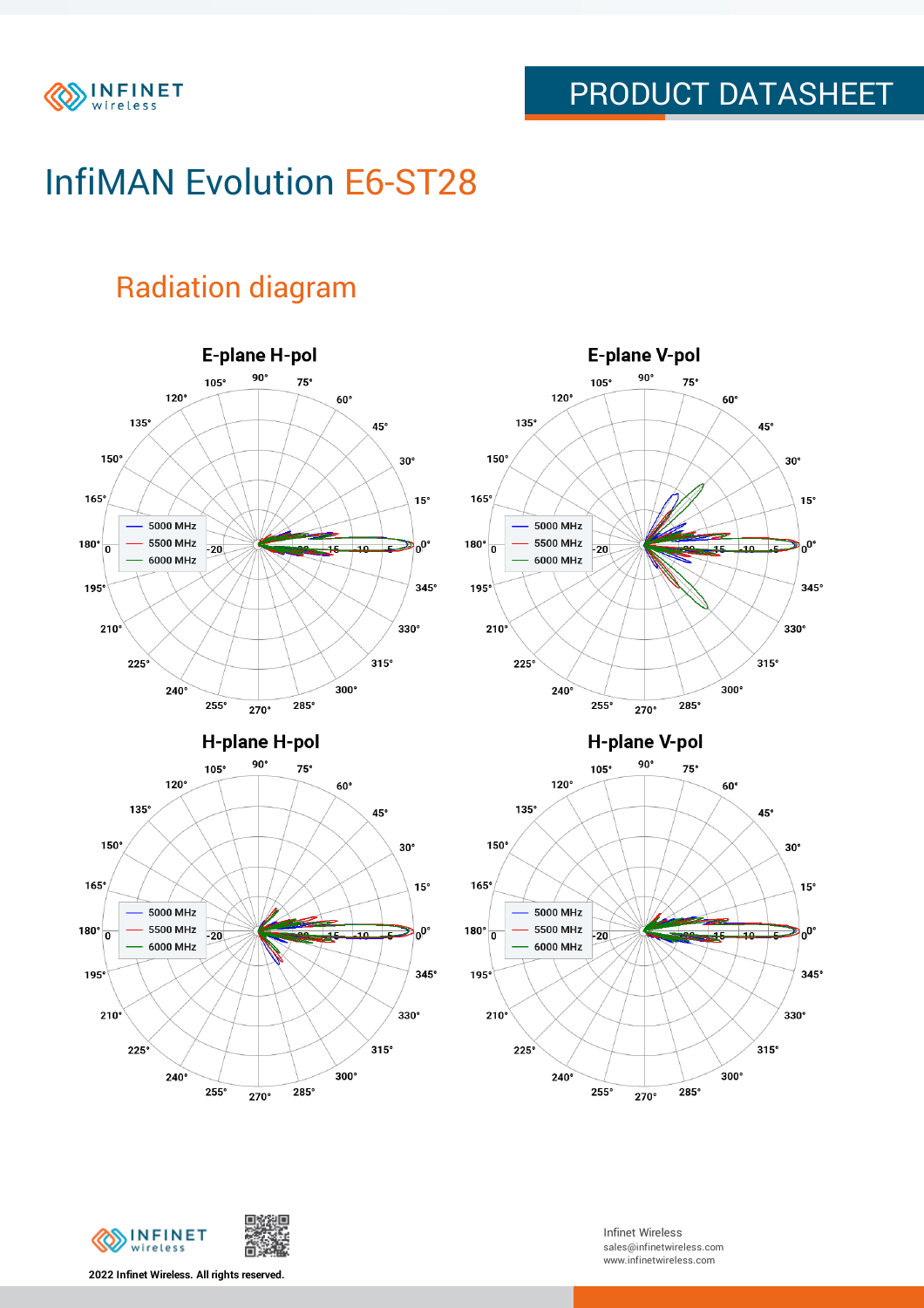# InfiMAN Evolution E6-ST28

## Radiation diagram

**E-plane H-pol**

90° 75° 60° 45° 30° 15° 0° 345° 330° 315° 300° 285° 270° 255° 240° 225° 210° 195° 180° 165° 150° 135° 120° 105°

0 -20 -15 -10 -5

5000 MHz
5500 MHz
6000 MHz

**E-plane V-pol**

90° 75° 60° 45° 30° 15° 0° 345° 330° 315° 300° 285° 270° 255° 240° 225° 210° 195° 180° 165° 150° 135° 120° 105°

0 -20 -15 -10 -5

5000 MHz
5500 MHz
6000 MHz

**H-plane H-pol**

90° 75° 60° 45° 30° 15° 0° 345° 330° 315° 300° 285° 270° 255° 240° 225° 210° 195° 180° 165° 150° 135° 120° 105°

0 -20 -15 -10 -5

5000 MHz
5500 MHz
6000 MHz

**H-plane V-pol**

90° 75° 60° 45° 30° 15° 0° 345° 330° 315° 300° 285° 270° 255° 240° 225° 210° 195° 180° 165° 150° 135° 120° 105°

0 -20 -15 -10 -5

5000 MHz
5500 MHz
6000 MHz

2022 Infinet Wireless. All rights reserved.

Infinet Wireless
sales@infinetwireless.com
www.infinetwireless.com